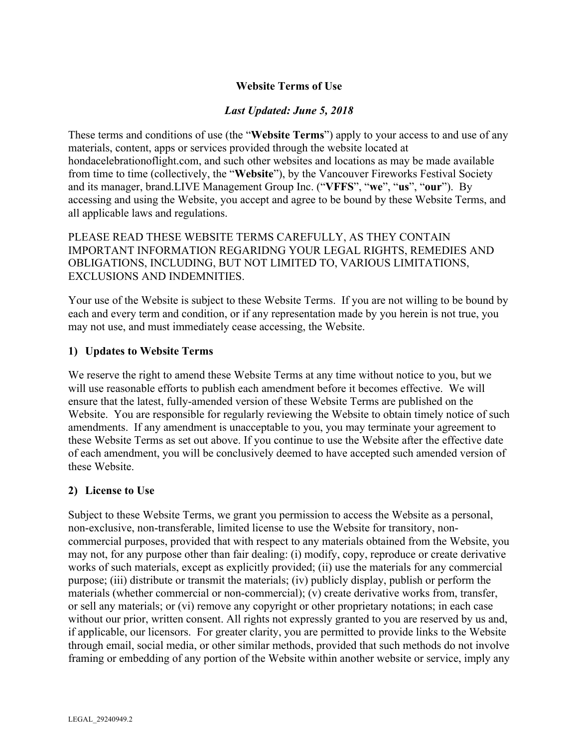# Website Terms of Use

*Last Updated: June 5, 2018*

These terms and conditions of use (the "**Website Terms**") apply to your access to and use of any materials, content, apps or services provided through the website located at hondacelebrationoflight.com, and such other websites and locations as may be made available from time to time (collectively, the "**Website**"), by the Vancouver Fireworks Festival Society and its manager, brand.LIVE Management Group Inc. ("**VFFS**", "**we**", "**us**", "**our**"). By accessing and using the Website, you accept and agree to be bound by these Website Terms, and all applicable laws and regulations.

PLEASE READ THESE WEBSITE TERMS CAREFULLY, AS THEY CONTAIN IMPORTANT INFORMATION REGARIDNG YOUR LEGAL RIGHTS, REMEDIES AND OBLIGATIONS, INCLUDING, BUT NOT LIMITED TO, VARIOUS LIMITATIONS, EXCLUSIONS AND INDEMNITIES.

Your use of the Website is subject to these Website Terms. If you are not willing to be bound by each and every term and condition, or if any representation made by you herein is not true, you may not use, and must immediately cease accessing, the Website.

## 1) Updates to Website Terms

We reserve the right to amend these Website Terms at any time without notice to you, but we will use reasonable efforts to publish each amendment before it becomes effective. We will ensure that the latest, fully-amended version of these Website Terms are published on the Website. You are responsible for regularly reviewing the Website to obtain timely notice of such amendments. If any amendment is unacceptable to you, you may terminate your agreement to these Website Terms as set out above. If you continue to use the Website after the effective date of each amendment, you will be conclusively deemed to have accepted such amended version of these Website.

## 2) License to Use

Subject to these Website Terms, we grant you permission to access the Website as a personal, non-exclusive, non-transferable, limited license to use the Website for transitory, non-commercial purposes, provided that with respect to any materials obtained from the Website, you may not, for any purpose other than fair dealing: (i) modify, copy, reproduce or create derivative works of such materials, except as explicitly provided; (ii) use the materials for any commercial purpose; (iii) distribute or transmit the materials; (iv) publicly display, publish or perform the materials (whether commercial or non-commercial); (v) create derivative works from, transfer, or sell any materials; or (vi) remove any copyright or other proprietary notations; in each case without our prior, written consent. All rights not expressly granted to you are reserved by us and, if applicable, our licensors. For greater clarity, you are permitted to provide links to the Website through email, social media, or other similar methods, provided that such methods do not involve framing or embedding of any portion of the Website within another website or service, imply any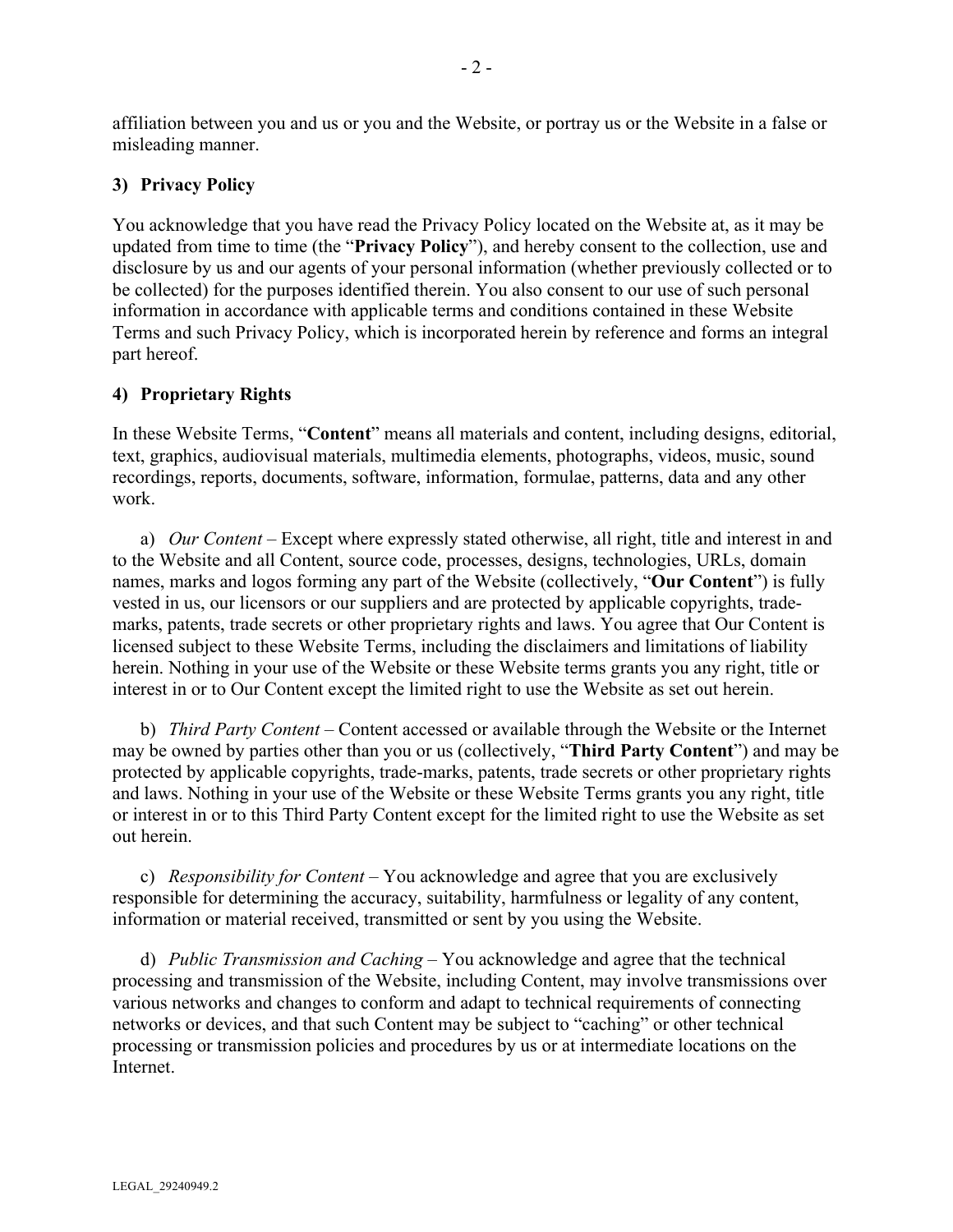affiliation between you and us or you and the Website, or portray us or the Website in a false or misleading manner.

### 3) Privacy Policy

You acknowledge that you have read the Privacy Policy located on the Website at, as it may be updated from time to time (the "**Privacy Policy**"), and hereby consent to the collection, use and disclosure by us and our agents of your personal information (whether previously collected or to be collected) for the purposes identified therein. You also consent to our use of such personal information in accordance with applicable terms and conditions contained in these Website Terms and such Privacy Policy, which is incorporated herein by reference and forms an integral part hereof.

### 4) Proprietary Rights

In these Website Terms, "**Content**" means all materials and content, including designs, editorial, text, graphics, audiovisual materials, multimedia elements, photographs, videos, music, sound recordings, reports, documents, software, information, formulae, patterns, data and any other work.

a) *Our Content* – Except where expressly stated otherwise, all right, title and interest in and to the Website and all Content, source code, processes, designs, technologies, URLs, domain names, marks and logos forming any part of the Website (collectively, "**Our Content**") is fully vested in us, our licensors or our suppliers and are protected by applicable copyrights, trade-marks, patents, trade secrets or other proprietary rights and laws. You agree that Our Content is licensed subject to these Website Terms, including the disclaimers and limitations of liability herein. Nothing in your use of the Website or these Website terms grants you any right, title or interest in or to Our Content except the limited right to use the Website as set out herein.

b) *Third Party Content* – Content accessed or available through the Website or the Internet may be owned by parties other than you or us (collectively, "**Third Party Content**") and may be protected by applicable copyrights, trade-marks, patents, trade secrets or other proprietary rights and laws. Nothing in your use of the Website or these Website Terms grants you any right, title or interest in or to this Third Party Content except for the limited right to use the Website as set out herein.

c) *Responsibility for Content* – You acknowledge and agree that you are exclusively responsible for determining the accuracy, suitability, harmfulness or legality of any content, information or material received, transmitted or sent by you using the Website.

d) *Public Transmission and Caching* – You acknowledge and agree that the technical processing and transmission of the Website, including Content, may involve transmissions over various networks and changes to conform and adapt to technical requirements of connecting networks or devices, and that such Content may be subject to "caching" or other technical processing or transmission policies and procedures by us or at intermediate locations on the Internet.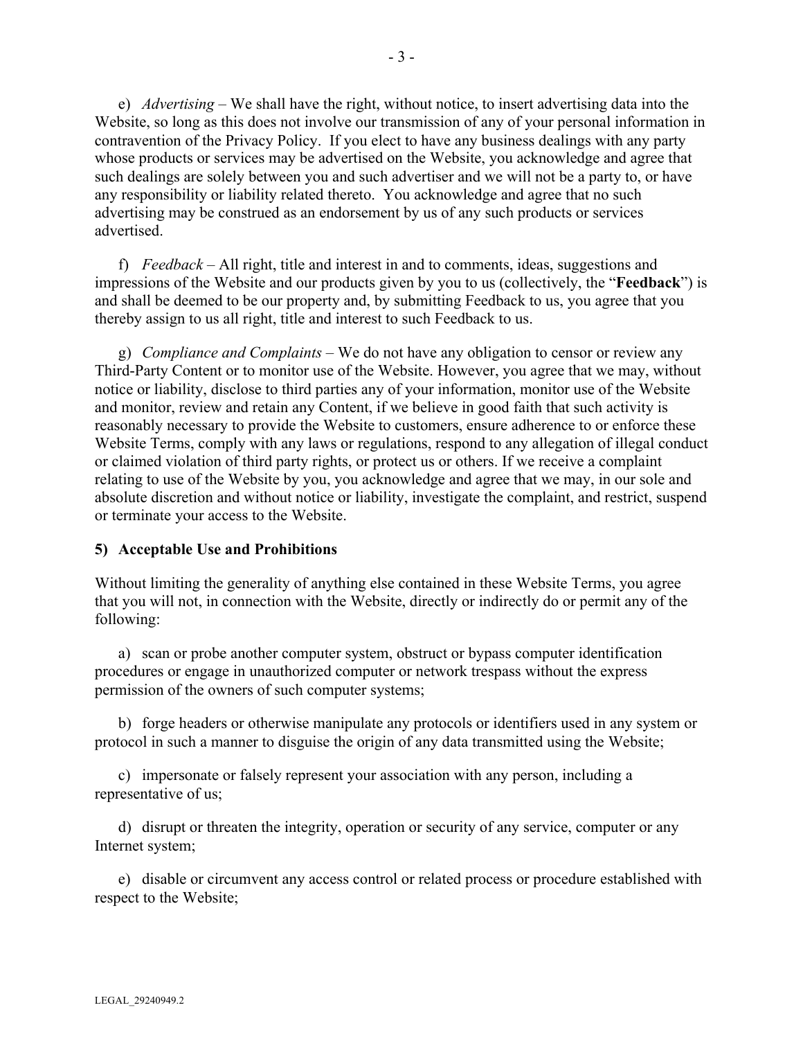e) *Advertising* – We shall have the right, without notice, to insert advertising data into the Website, so long as this does not involve our transmission of any of your personal information in contravention of the Privacy Policy. If you elect to have any business dealings with any party whose products or services may be advertised on the Website, you acknowledge and agree that such dealings are solely between you and such advertiser and we will not be a party to, or have any responsibility or liability related thereto. You acknowledge and agree that no such advertising may be construed as an endorsement by us of any such products or services advertised.

f) *Feedback* – All right, title and interest in and to comments, ideas, suggestions and impressions of the Website and our products given by you to us (collectively, the "**Feedback**") is and shall be deemed to be our property and, by submitting Feedback to us, you agree that you thereby assign to us all right, title and interest to such Feedback to us.

g) *Compliance and Complaints* – We do not have any obligation to censor or review any Third-Party Content or to monitor use of the Website. However, you agree that we may, without notice or liability, disclose to third parties any of your information, monitor use of the Website and monitor, review and retain any Content, if we believe in good faith that such activity is reasonably necessary to provide the Website to customers, ensure adherence to or enforce these Website Terms, comply with any laws or regulations, respond to any allegation of illegal conduct or claimed violation of third party rights, or protect us or others. If we receive a complaint relating to use of the Website by you, you acknowledge and agree that we may, in our sole and absolute discretion and without notice or liability, investigate the complaint, and restrict, suspend or terminate your access to the Website.

## 5) Acceptable Use and Prohibitions

Without limiting the generality of anything else contained in these Website Terms, you agree that you will not, in connection with the Website, directly or indirectly do or permit any of the following:

a) scan or probe another computer system, obstruct or bypass computer identification procedures or engage in unauthorized computer or network trespass without the express permission of the owners of such computer systems;

b) forge headers or otherwise manipulate any protocols or identifiers used in any system or protocol in such a manner to disguise the origin of any data transmitted using the Website;

c) impersonate or falsely represent your association with any person, including a representative of us;

d) disrupt or threaten the integrity, operation or security of any service, computer or any Internet system;

e) disable or circumvent any access control or related process or procedure established with respect to the Website;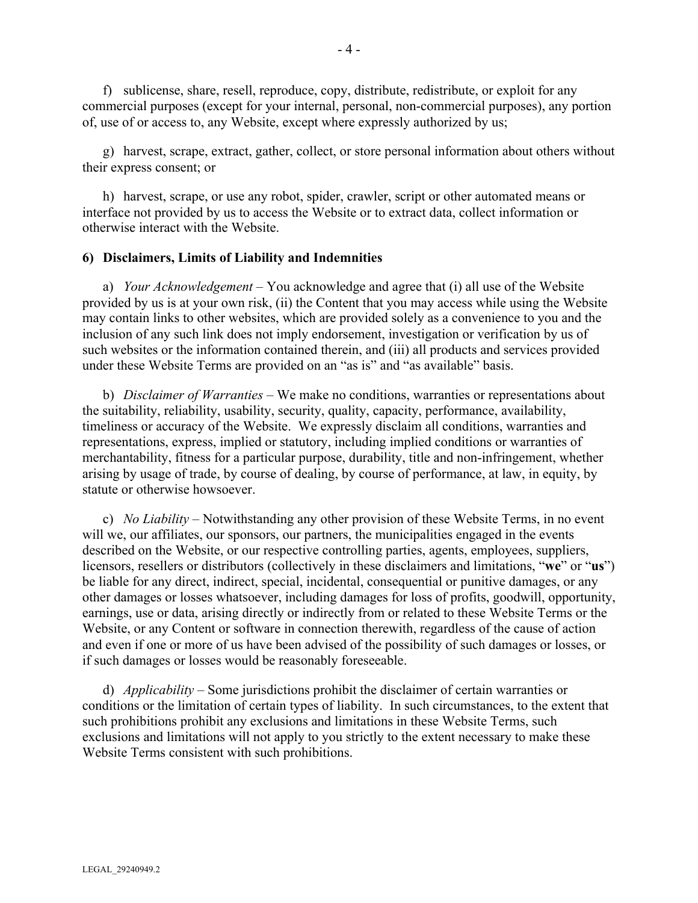f) sublicense, share, resell, reproduce, copy, distribute, redistribute, or exploit for any commercial purposes (except for your internal, personal, non-commercial purposes), any portion of, use of or access to, any Website, except where expressly authorized by us;

g) harvest, scrape, extract, gather, collect, or store personal information about others without their express consent; or

h) harvest, scrape, or use any robot, spider, crawler, script or other automated means or interface not provided by us to access the Website or to extract data, collect information or otherwise interact with the Website.

**6) Disclaimers, Limits of Liability and Indemnities**

a) *Your Acknowledgement* – You acknowledge and agree that (i) all use of the Website provided by us is at your own risk, (ii) the Content that you may access while using the Website may contain links to other websites, which are provided solely as a convenience to you and the inclusion of any such link does not imply endorsement, investigation or verification by us of such websites or the information contained therein, and (iii) all products and services provided under these Website Terms are provided on an "as is" and "as available" basis.

b) *Disclaimer of Warranties* – We make no conditions, warranties or representations about the suitability, reliability, usability, security, quality, capacity, performance, availability, timeliness or accuracy of the Website. We expressly disclaim all conditions, warranties and representations, express, implied or statutory, including implied conditions or warranties of merchantability, fitness for a particular purpose, durability, title and non-infringement, whether arising by usage of trade, by course of dealing, by course of performance, at law, in equity, by statute or otherwise howsoever.

c) *No Liability* – Notwithstanding any other provision of these Website Terms, in no event will we, our affiliates, our sponsors, our partners, the municipalities engaged in the events described on the Website, or our respective controlling parties, agents, employees, suppliers, licensors, resellers or distributors (collectively in these disclaimers and limitations, "**we**" or "**us**") be liable for any direct, indirect, special, incidental, consequential or punitive damages, or any other damages or losses whatsoever, including damages for loss of profits, goodwill, opportunity, earnings, use or data, arising directly or indirectly from or related to these Website Terms or the Website, or any Content or software in connection therewith, regardless of the cause of action and even if one or more of us have been advised of the possibility of such damages or losses, or if such damages or losses would be reasonably foreseeable.

d) *Applicability* – Some jurisdictions prohibit the disclaimer of certain warranties or conditions or the limitation of certain types of liability. In such circumstances, to the extent that such prohibitions prohibit any exclusions and limitations in these Website Terms, such exclusions and limitations will not apply to you strictly to the extent necessary to make these Website Terms consistent with such prohibitions.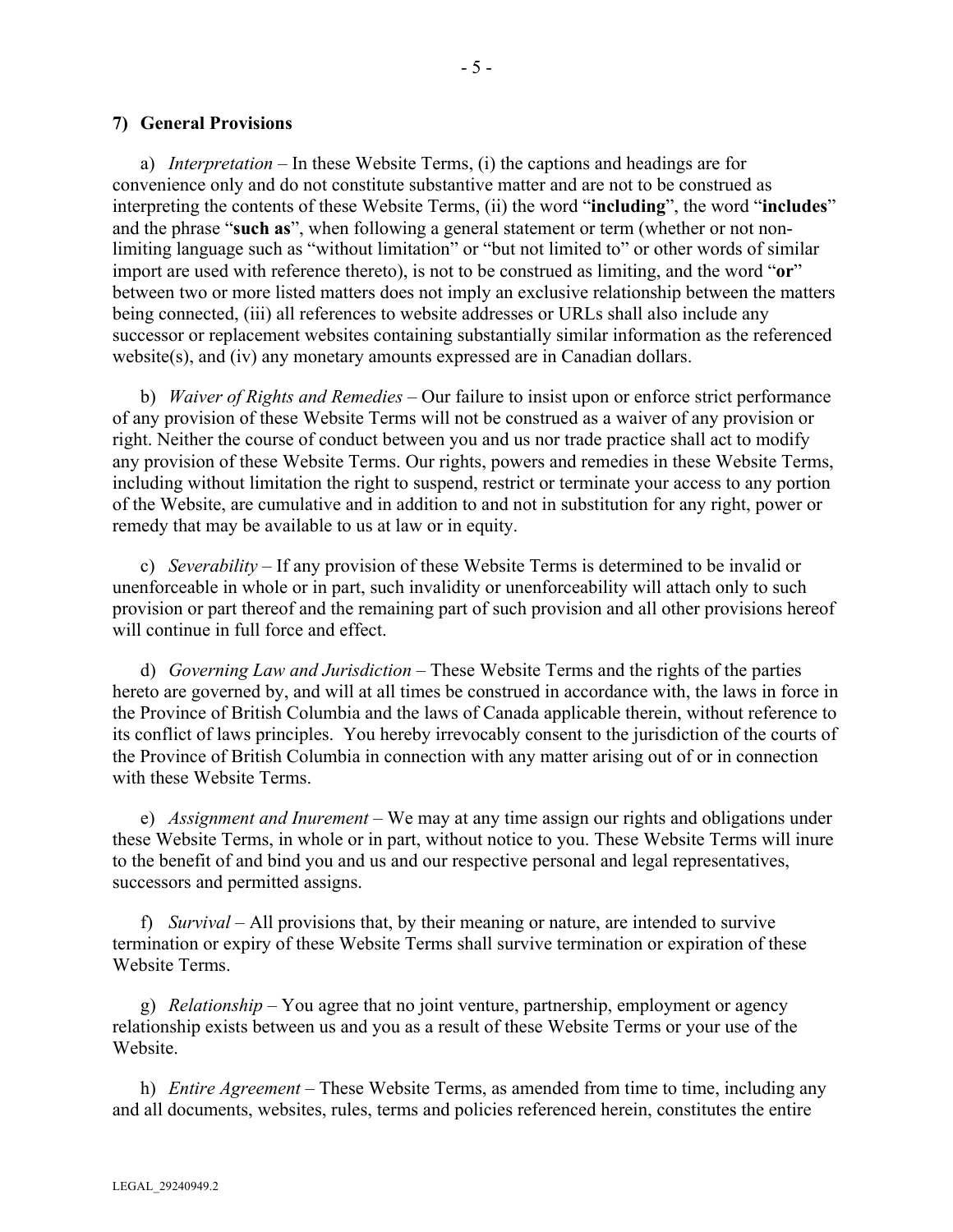## 7) General Provisions

a) *Interpretation* – In these Website Terms, (i) the captions and headings are for convenience only and do not constitute substantive matter and are not to be construed as interpreting the contents of these Website Terms, (ii) the word "**including**", the word "**includes**" and the phrase "**such as**", when following a general statement or term (whether or not non-limiting language such as "without limitation" or "but not limited to" or other words of similar import are used with reference thereto), is not to be construed as limiting, and the word "**or**" between two or more listed matters does not imply an exclusive relationship between the matters being connected, (iii) all references to website addresses or URLs shall also include any successor or replacement websites containing substantially similar information as the referenced website(s), and (iv) any monetary amounts expressed are in Canadian dollars.

b) *Waiver of Rights and Remedies* – Our failure to insist upon or enforce strict performance of any provision of these Website Terms will not be construed as a waiver of any provision or right. Neither the course of conduct between you and us nor trade practice shall act to modify any provision of these Website Terms. Our rights, powers and remedies in these Website Terms, including without limitation the right to suspend, restrict or terminate your access to any portion of the Website, are cumulative and in addition to and not in substitution for any right, power or remedy that may be available to us at law or in equity.

c) *Severability* – If any provision of these Website Terms is determined to be invalid or unenforceable in whole or in part, such invalidity or unenforceability will attach only to such provision or part thereof and the remaining part of such provision and all other provisions hereof will continue in full force and effect.

d) *Governing Law and Jurisdiction* – These Website Terms and the rights of the parties hereto are governed by, and will at all times be construed in accordance with, the laws in force in the Province of British Columbia and the laws of Canada applicable therein, without reference to its conflict of laws principles. You hereby irrevocably consent to the jurisdiction of the courts of the Province of British Columbia in connection with any matter arising out of or in connection with these Website Terms.

e) *Assignment and Inurement* – We may at any time assign our rights and obligations under these Website Terms, in whole or in part, without notice to you. These Website Terms will inure to the benefit of and bind you and us and our respective personal and legal representatives, successors and permitted assigns.

f) *Survival* – All provisions that, by their meaning or nature, are intended to survive termination or expiry of these Website Terms shall survive termination or expiration of these Website Terms.

g) *Relationship* – You agree that no joint venture, partnership, employment or agency relationship exists between us and you as a result of these Website Terms or your use of the Website.

h) *Entire Agreement* – These Website Terms, as amended from time to time, including any and all documents, websites, rules, terms and policies referenced herein, constitutes the entire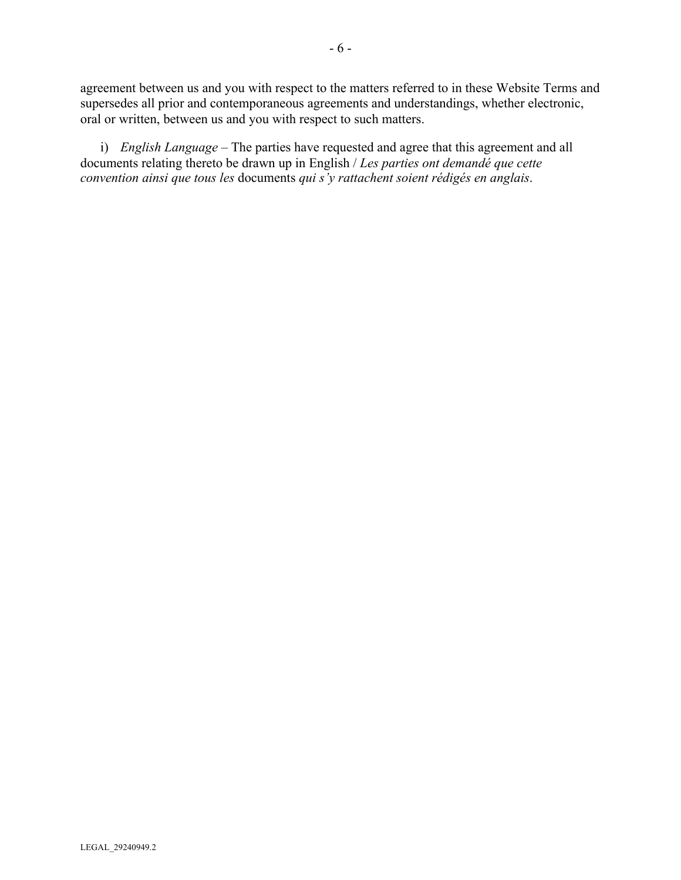agreement between us and you with respect to the matters referred to in these Website Terms and supersedes all prior and contemporaneous agreements and understandings, whether electronic, oral or written, between us and you with respect to such matters.

i) *English Language* – The parties have requested and agree that this agreement and all documents relating thereto be drawn up in English / *Les parties ont demandé que cette convention ainsi que tous les* documents *qui s'y rattachent soient rédigés en anglais*.